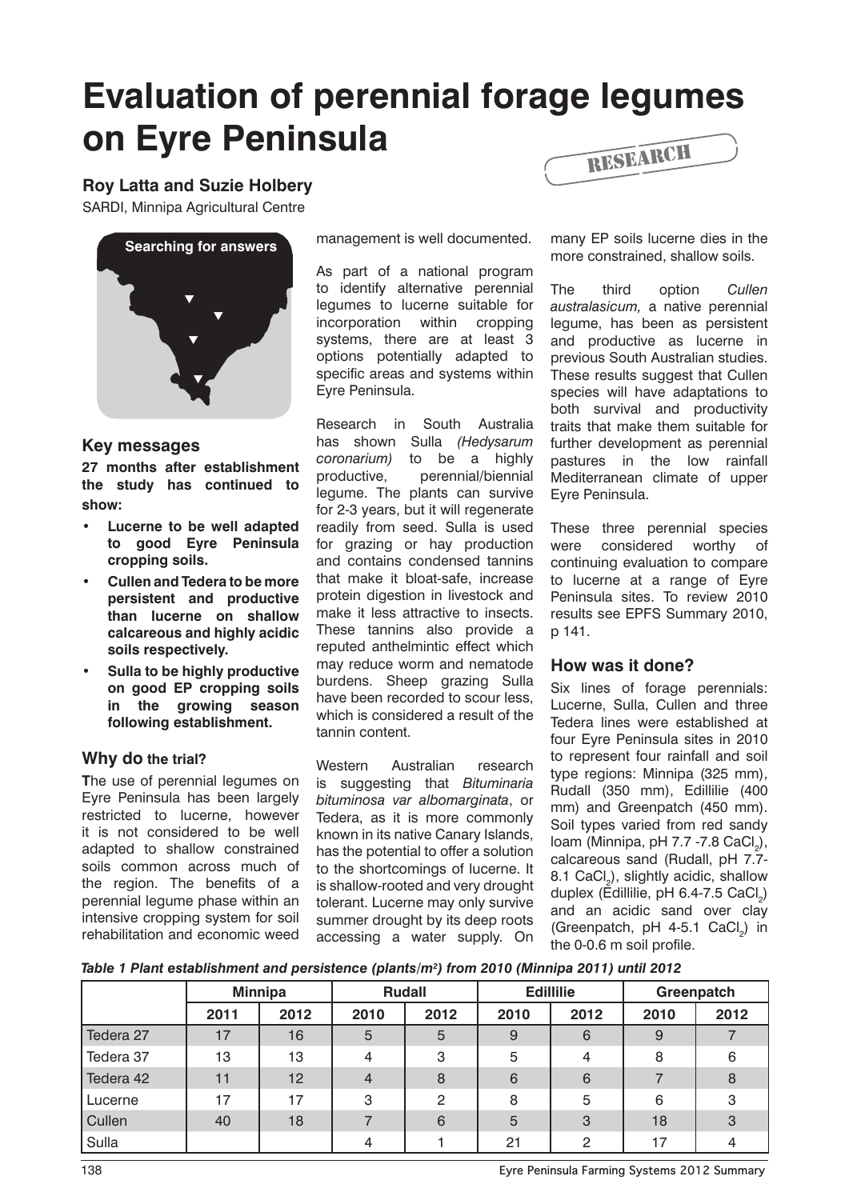# Evaluation of perennial forage legumes on Eyre Peninsula

RESEARCH

**Roy Latta and Suzie Holbery**

SARDI, Minnipa Agricultural Centre

Searching for answers

## Key messages

**27 months after establishment the study has continued to show:**

- **Lucerne to be well adapted to good Eyre Peninsula cropping soils.**
- **Cullen and Tedera to be more persistent and productive than lucerne on shallow calcareous and highly acidic soils respectively.**
- **Sulla to be highly productive on good EP cropping soils in the growing season following establishment.**

## Why do the trial?

The use of perennial legumes on Eyre Peninsula has been largely restricted to lucerne, however it is not considered to be well adapted to shallow constrained soils common across much of the region. The benefits of a perennial legume phase within an intensive cropping system for soil rehabilitation and economic weed management is well documented.

As part of a national program to identify alternative perennial legumes to lucerne suitable for incorporation within cropping systems, there are at least 3 options potentially adapted to specific areas and systems within Eyre Peninsula.

Research in South Australia has shown Sulla *(Hedysarum coronarium)* to be a highly productive, perennial/biennial legume. The plants can survive for 2-3 years, but it will regenerate readily from seed. Sulla is used for grazing or hay production and contains condensed tannins that make it bloat-safe, increase protein digestion in livestock and make it less attractive to insects. These tannins also provide a reputed anthelmintic effect which may reduce worm and nematode burdens. Sheep grazing Sulla have been recorded to scour less, which is considered a result of the tannin content.

Western Australian research is suggesting that *Bituminaria bituminosa var albomarginata*, or Tedera, as it is more commonly known in its native Canary Islands, has the potential to offer a solution to the shortcomings of lucerne. It is shallow-rooted and very drought tolerant. Lucerne may only survive summer drought by its deep roots accessing a water supply. On many EP soils lucerne dies in the more constrained, shallow soils.

The third option *Cullen australasicum,* a native perennial legume, has been as persistent and productive as lucerne in previous South Australian studies. These results suggest that Cullen species will have adaptations to both survival and productivity traits that make them suitable for further development as perennial pastures in the low rainfall Mediterranean climate of upper Eyre Peninsula.

These three perennial species were considered worthy of continuing evaluation to compare to lucerne at a range of Eyre Peninsula sites. To review 2010 results see EPFS Summary 2010, p 141.

## How was it done?

Six lines of forage perennials: Lucerne, Sulla, Cullen and three Tedera lines were established at four Eyre Peninsula sites in 2010 to represent four rainfall and soil type regions: Minnipa (325 mm), Rudall (350 mm), Edillilie (400 mm) and Greenpatch (450 mm). Soil types varied from red sandy loam (Minnipa, pH 7.7 -7.8 $CaCl_2$), calcareous sand (Rudall, pH 7.7-8.1 $CaCl_2$), slightly acidic, shallow duplex (Edillilie, pH 6.4-7.5 $CaCl_2$) and an acidic sand over clay (Greenpatch, pH 4-5.1 $CaCl_2$) in the 0-0.6 m soil profile.

*Table 1 Plant establishment and persistence (plants/m²) from 2010 (Minnipa 2011) until 2012*

| | Minnipa | | Rudall | | Edillilie | | Greenpatch | |
|---|---|---|---|---|---|---|---|---|
| | 2011 | 2012 | 2010 | 2012 | 2010 | 2012 | 2010 | 2012 |
| Tedera 27 | 17 | 16 | 5 | 5 | 9 | 6 | 9 | 7 |
| Tedera 37 | 13 | 13 | 4 | 3 | 5 | 4 | 8 | 6 |
| Tedera 42 | 11 | 12 | 4 | 8 | 6 | 6 | 7 | 8 |
| Lucerne | 17 | 17 | 3 | 2 | 8 | 5 | 6 | 3 |
| Cullen | 40 | 18 | 7 | 6 | 5 | 3 | 18 | 3 |
| Sulla | | | 4 | 1 | 21 | 2 | 17 | 4 |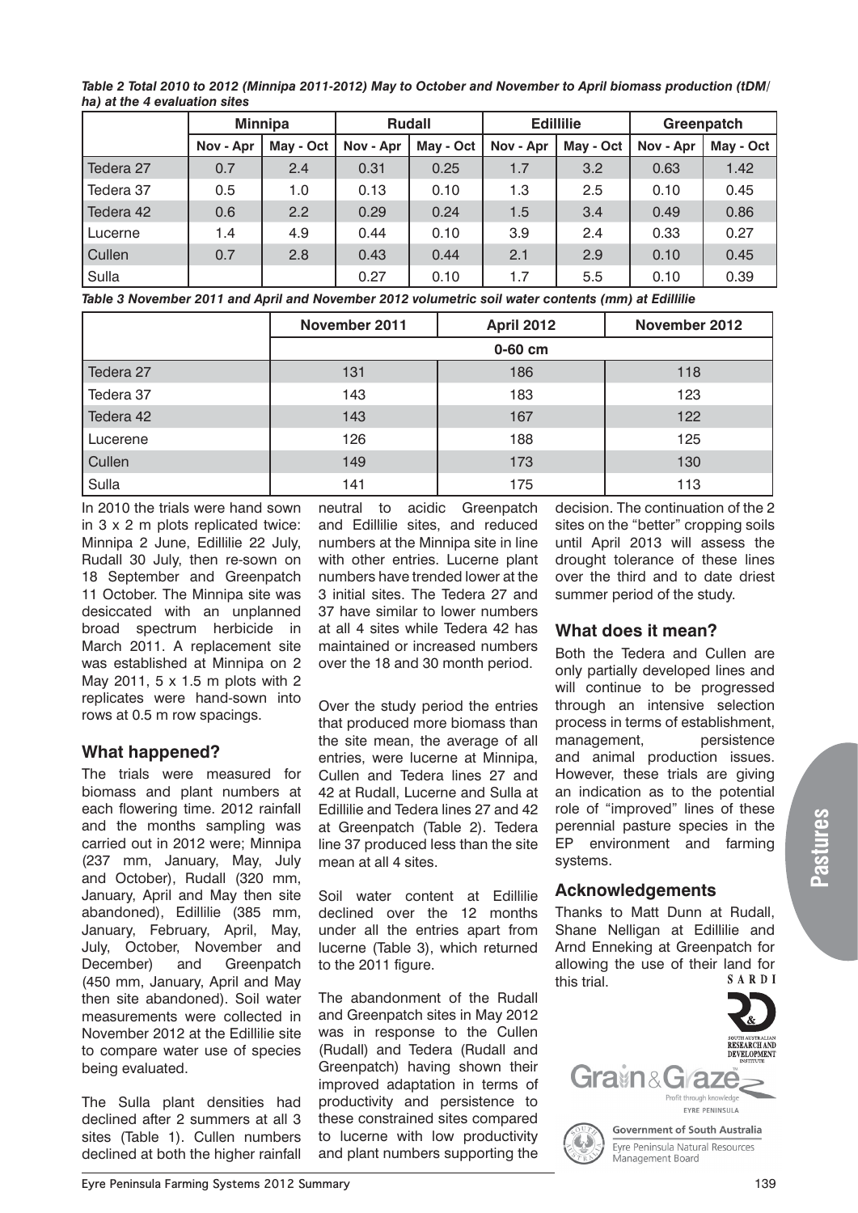*Table 2 Total 2010 to 2012 (Minnipa 2011-2012) May to October and November to April biomass production (tDM/ha) at the 4 evaluation sites*

| | Minnipa | | Rudall | | Edillilie | | Greenpatch | |
|---|---|---|---|---|---|---|---|---|
| | Nov - Apr | May - Oct | Nov - Apr | May - Oct | Nov - Apr | May - Oct | Nov - Apr | May - Oct |
| Tedera 27 | 0.7 | 2.4 | 0.31 | 0.25 | 1.7 | 3.2 | 0.63 | 1.42 |
| Tedera 37 | 0.5 | 1.0 | 0.13 | 0.10 | 1.3 | 2.5 | 0.10 | 0.45 |
| Tedera 42 | 0.6 | 2.2 | 0.29 | 0.24 | 1.5 | 3.4 | 0.49 | 0.86 |
| Lucerne | 1.4 | 4.9 | 0.44 | 0.10 | 3.9 | 2.4 | 0.33 | 0.27 |
| Cullen | 0.7 | 2.8 | 0.43 | 0.44 | 2.1 | 2.9 | 0.10 | 0.45 |
| Sulla | | | 0.27 | 0.10 | 1.7 | 5.5 | 0.10 | 0.39 |

*Table 3 November 2011 and April and November 2012 volumetric soil water contents (mm) at Edillilie*

| | November 2011 | April 2012 | November 2012 |
|---|---|---|---|
| | 0-60 cm | | |
| Tedera 27 | 131 | 186 | 118 |
| Tedera 37 | 143 | 183 | 123 |
| Tedera 42 | 143 | 167 | 122 |
| Lucerene | 126 | 188 | 125 |
| Cullen | 149 | 173 | 130 |
| Sulla | 141 | 175 | 113 |

In 2010 the trials were hand sown in 3 x 2 m plots replicated twice: Minnipa 2 June, Edillilie 22 July, Rudall 30 July, then re-sown on 18 September and Greenpatch 11 October. The Minnipa site was desiccated with an unplanned broad spectrum herbicide in March 2011. A replacement site was established at Minnipa on 2 May 2011, 5 x 1.5 m plots with 2 replicates were hand-sown into rows at 0.5 m row spacings.

## What happened?

The trials were measured for biomass and plant numbers at each flowering time. 2012 rainfall and the months sampling was carried out in 2012 were; Minnipa (237 mm, January, May, July and October), Rudall (320 mm, January, April and May then site abandoned), Edillilie (385 mm, January, February, April, May, July, October, November and December) and Greenpatch (450 mm, January, April and May then site abandoned). Soil water measurements were collected in November 2012 at the Edillilie site to compare water use of species being evaluated.

The Sulla plant densities had declined after 2 summers at all 3 sites (Table 1). Cullen numbers declined at both the higher rainfall neutral to acidic Greenpatch and Edillilie sites, and reduced numbers at the Minnipa site in line with other entries. Lucerne plant numbers have trended lower at the 3 initial sites. The Tedera 27 and 37 have similar to lower numbers at all 4 sites while Tedera 42 has maintained or increased numbers over the 18 and 30 month period.

Over the study period the entries that produced more biomass than the site mean, the average of all entries, were lucerne at Minnipa, Cullen and Tedera lines 27 and 42 at Rudall, Lucerne and Sulla at Edillilie and Tedera lines 27 and 42 at Greenpatch (Table 2). Tedera line 37 produced less than the site mean at all 4 sites.

Soil water content at Edillilie declined over the 12 months under all the entries apart from lucerne (Table 3), which returned to the 2011 figure.

The abandonment of the Rudall and Greenpatch sites in May 2012 was in response to the Cullen (Rudall) and Tedera (Rudall and Greenpatch) having shown their improved adaptation in terms of productivity and persistence to these constrained sites compared to lucerne with low productivity and plant numbers supporting the decision. The continuation of the 2 sites on the "better" cropping soils until April 2013 will assess the drought tolerance of these lines over the third and to date driest summer period of the study.

## What does it mean?

Both the Tedera and Cullen are only partially developed lines and will continue to be progressed through an intensive selection process in terms of establishment, management, persistence and animal production issues. However, these trials are giving an indication as to the potential role of "improved" lines of these perennial pasture species in the EP environment and farming systems.

## Acknowledgements

Thanks to Matt Dunn at Rudall, Shane Nelligan at Edillilie and Arnd Enneking at Greenpatch for allowing the use of their land for this trial.